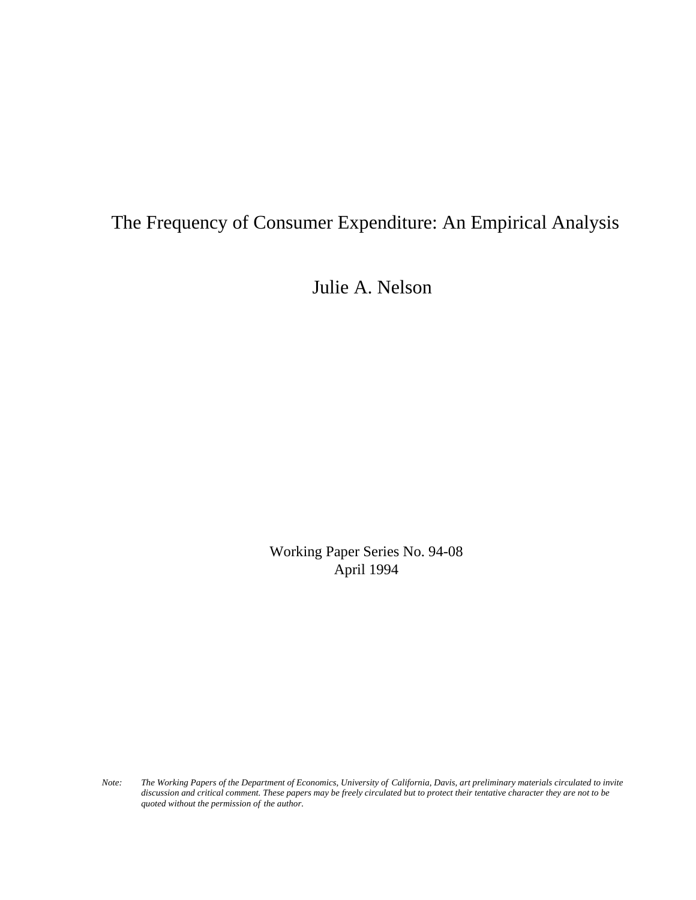# The Frequency of Consumer Expenditure: An Empirical Analysis

Julie A. Nelson

Working Paper Series No. 94-08
April 1994

*Note: The Working Papers of the Department of Economics, University of California, Davis, art preliminary materials circulated to invite discussion and critical comment. These papers may be freely circulated but to protect their tentative character they are not to be quoted without the permission of the author.*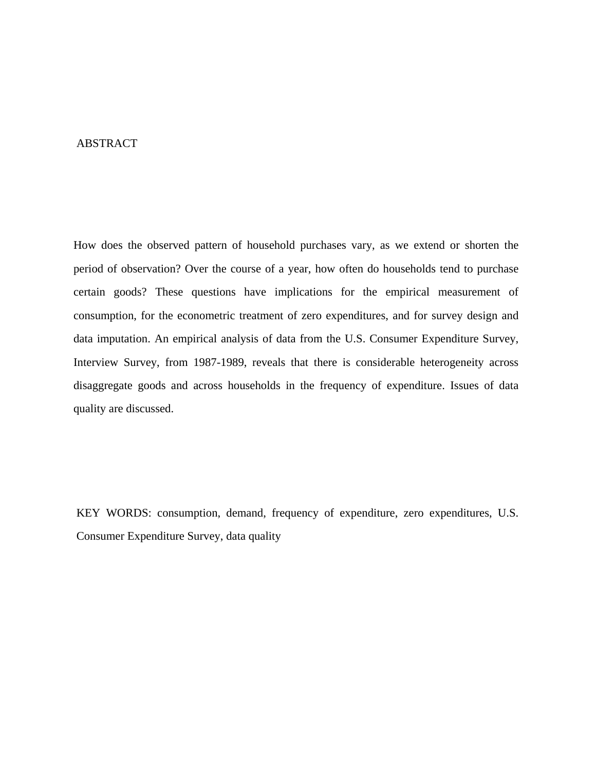## ABSTRACT

How does the observed pattern of household purchases vary, as we extend or shorten the period of observation? Over the course of a year, how often do households tend to purchase certain goods? These questions have implications for the empirical measurement of consumption, for the econometric treatment of zero expenditures, and for survey design and data imputation. An empirical analysis of data from the U.S. Consumer Expenditure Survey, Interview Survey, from 1987-1989, reveals that there is considerable heterogeneity across disaggregate goods and across households in the frequency of expenditure. Issues of data quality are discussed.

KEY WORDS: consumption, demand, frequency of expenditure, zero expenditures, U.S. Consumer Expenditure Survey, data quality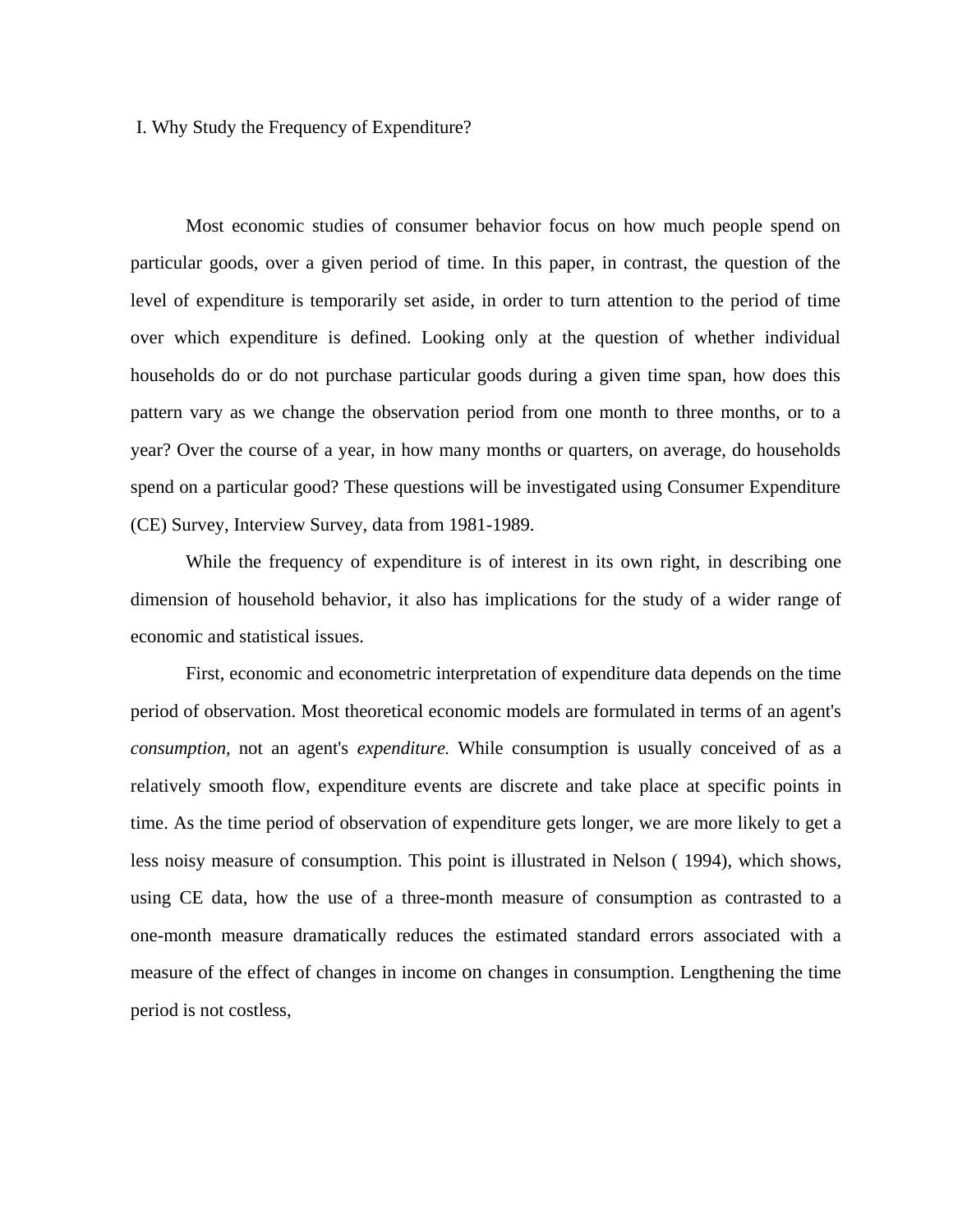## I. Why Study the Frequency of Expenditure?

Most economic studies of consumer behavior focus on how much people spend on particular goods, over a given period of time. In this paper, in contrast, the question of the level of expenditure is temporarily set aside, in order to turn attention to the period of time over which expenditure is defined. Looking only at the question of whether individual households do or do not purchase particular goods during a given time span, how does this pattern vary as we change the observation period from one month to three months, or to a year? Over the course of a year, in how many months or quarters, on average, do households spend on a particular good? These questions will be investigated using Consumer Expenditure (CE) Survey, Interview Survey, data from 1981-1989.

While the frequency of expenditure is of interest in its own right, in describing one dimension of household behavior, it also has implications for the study of a wider range of economic and statistical issues.

First, economic and econometric interpretation of expenditure data depends on the time period of observation. Most theoretical economic models are formulated in terms of an agent's *consumption*, not an agent's *expenditure.* While consumption is usually conceived of as a relatively smooth flow, expenditure events are discrete and take place at specific points in time. As the time period of observation of expenditure gets longer, we are more likely to get a less noisy measure of consumption. This point is illustrated in Nelson ( 1994), which shows, using CE data, how the use of a three-month measure of consumption as contrasted to a one-month measure dramatically reduces the estimated standard errors associated with a measure of the effect of changes in income on changes in consumption. Lengthening the time period is not costless,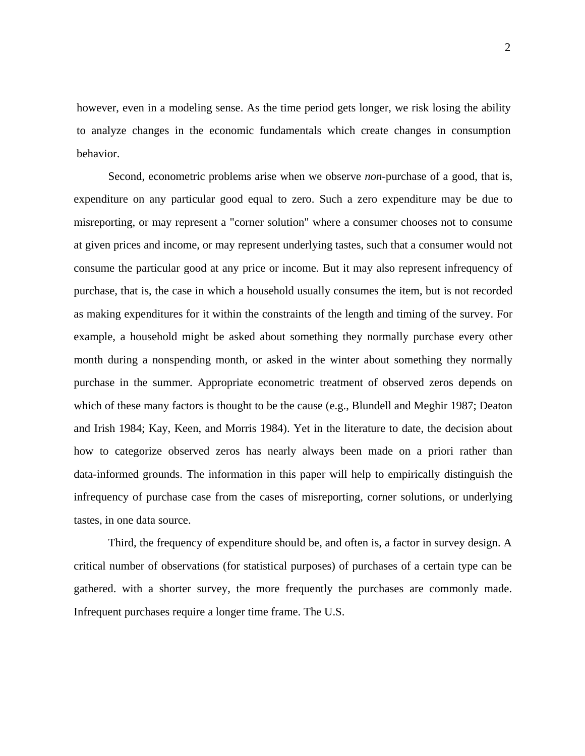however, even in a modeling sense. As the time period gets longer, we risk losing the ability to analyze changes in the economic fundamentals which create changes in consumption behavior.

Second, econometric problems arise when we observe *non*-purchase of a good, that is, expenditure on any particular good equal to zero. Such a zero expenditure may be due to misreporting, or may represent a "corner solution" where a consumer chooses not to consume at given prices and income, or may represent underlying tastes, such that a consumer would not consume the particular good at any price or income. But it may also represent infrequency of purchase, that is, the case in which a household usually consumes the item, but is not recorded as making expenditures for it within the constraints of the length and timing of the survey. For example, a household might be asked about something they normally purchase every other month during a nonspending month, or asked in the winter about something they normally purchase in the summer. Appropriate econometric treatment of observed zeros depends on which of these many factors is thought to be the cause (e.g., Blundell and Meghir 1987; Deaton and Irish 1984; Kay, Keen, and Morris 1984). Yet in the literature to date, the decision about how to categorize observed zeros has nearly always been made on a priori rather than data-informed grounds. The information in this paper will help to empirically distinguish the infrequency of purchase case from the cases of misreporting, corner solutions, or underlying tastes, in one data source.

Third, the frequency of expenditure should be, and often is, a factor in survey design. A critical number of observations (for statistical purposes) of purchases of a certain type can be gathered. with a shorter survey, the more frequently the purchases are commonly made. Infrequent purchases require a longer time frame. The U.S.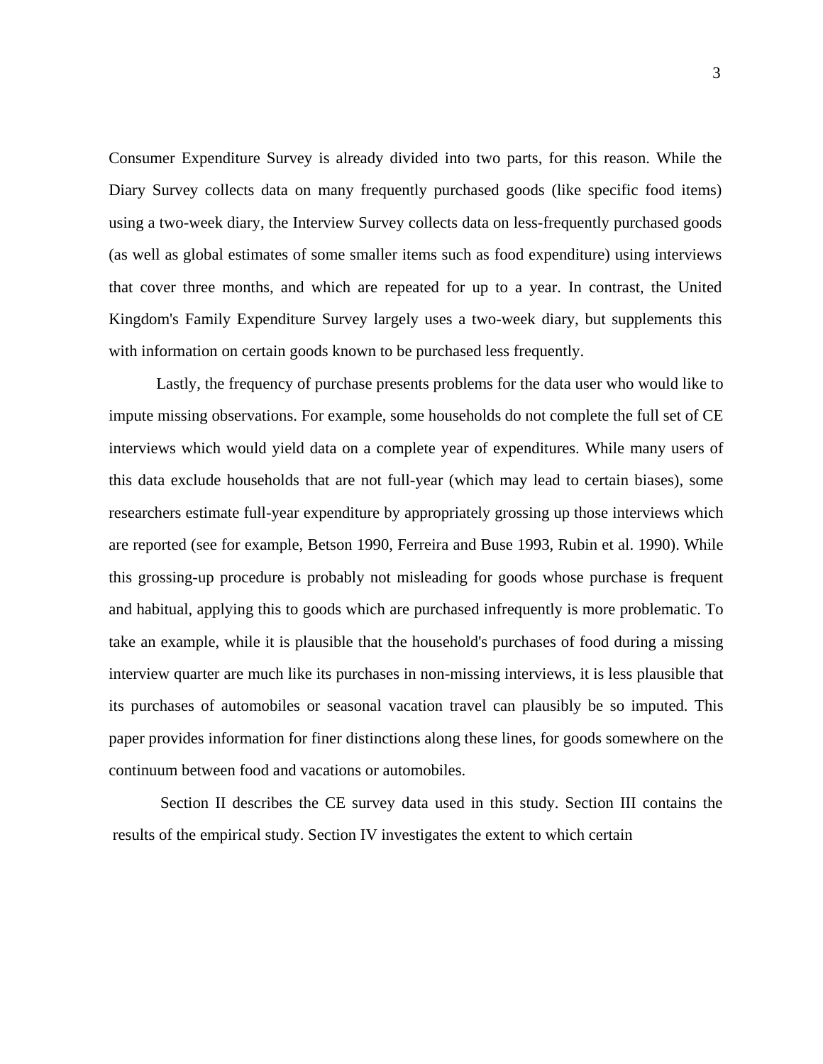Consumer Expenditure Survey is already divided into two parts, for this reason. While the Diary Survey collects data on many frequently purchased goods (like specific food items) using a two-week diary, the Interview Survey collects data on less-frequently purchased goods (as well as global estimates of some smaller items such as food expenditure) using interviews that cover three months, and which are repeated for up to a year. In contrast, the United Kingdom's Family Expenditure Survey largely uses a two-week diary, but supplements this with information on certain goods known to be purchased less frequently.

Lastly, the frequency of purchase presents problems for the data user who would like to impute missing observations. For example, some households do not complete the full set of CE interviews which would yield data on a complete year of expenditures. While many users of this data exclude households that are not full-year (which may lead to certain biases), some researchers estimate full-year expenditure by appropriately grossing up those interviews which are reported (see for example, Betson 1990, Ferreira and Buse 1993, Rubin et al. 1990). While this grossing-up procedure is probably not misleading for goods whose purchase is frequent and habitual, applying this to goods which are purchased infrequently is more problematic. To take an example, while it is plausible that the household's purchases of food during a missing interview quarter are much like its purchases in non-missing interviews, it is less plausible that its purchases of automobiles or seasonal vacation travel can plausibly be so imputed. This paper provides information for finer distinctions along these lines, for goods somewhere on the continuum between food and vacations or automobiles.

Section II describes the CE survey data used in this study. Section III contains the results of the empirical study. Section IV investigates the extent to which certain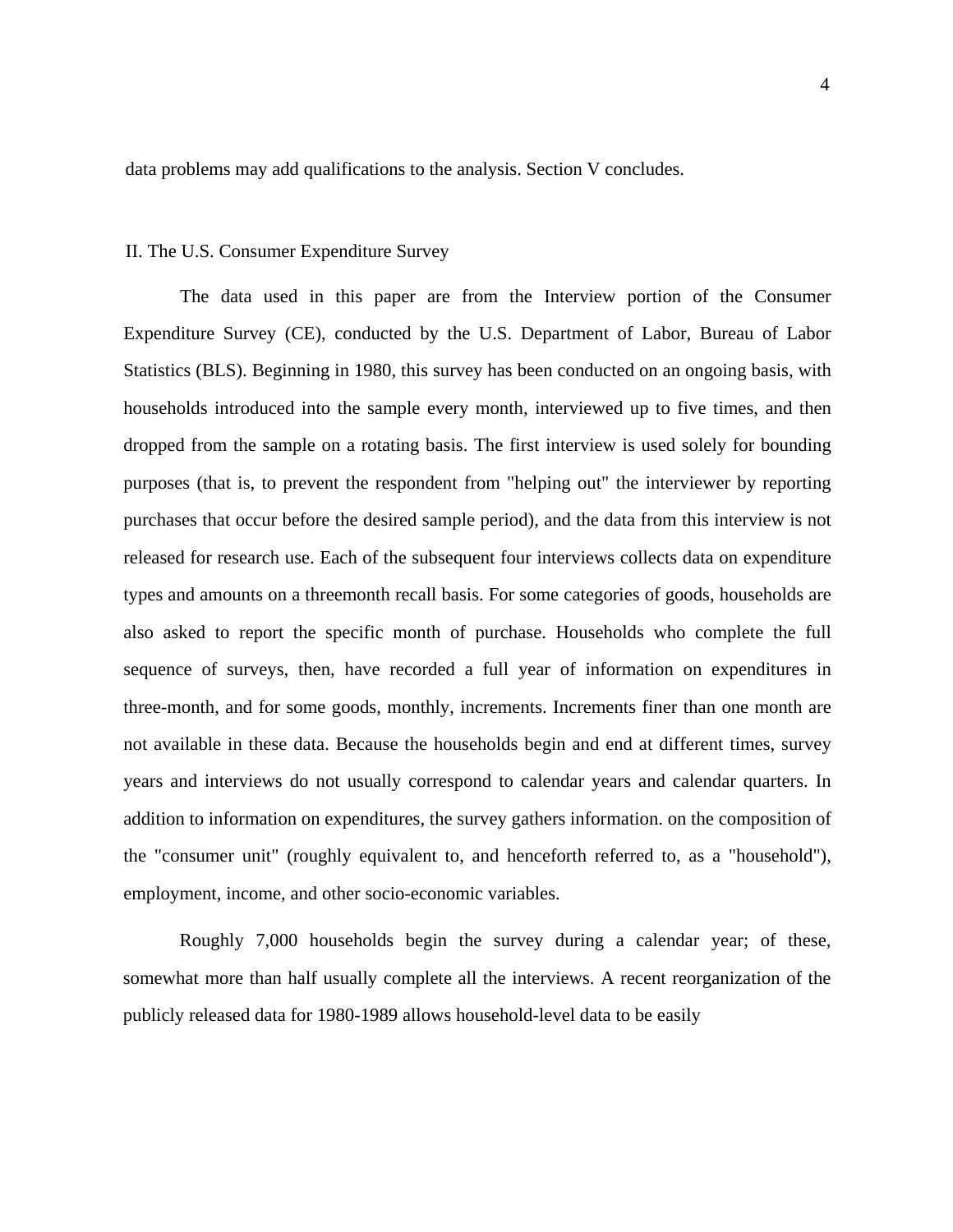data problems may add qualifications to the analysis. Section V concludes.

## II. The U.S. Consumer Expenditure Survey

The data used in this paper are from the Interview portion of the Consumer Expenditure Survey (CE), conducted by the U.S. Department of Labor, Bureau of Labor Statistics (BLS). Beginning in 1980, this survey has been conducted on an ongoing basis, with households introduced into the sample every month, interviewed up to five times, and then dropped from the sample on a rotating basis. The first interview is used solely for bounding purposes (that is, to prevent the respondent from "helping out" the interviewer by reporting purchases that occur before the desired sample period), and the data from this interview is not released for research use. Each of the subsequent four interviews collects data on expenditure types and amounts on a threemonth recall basis. For some categories of goods, households are also asked to report the specific month of purchase. Households who complete the full sequence of surveys, then, have recorded a full year of information on expenditures in three-month, and for some goods, monthly, increments. Increments finer than one month are not available in these data. Because the households begin and end at different times, survey years and interviews do not usually correspond to calendar years and calendar quarters. In addition to information on expenditures, the survey gathers information. on the composition of the "consumer unit" (roughly equivalent to, and henceforth referred to, as a "household"), employment, income, and other socio-economic variables.

Roughly 7,000 households begin the survey during a calendar year; of these, somewhat more than half usually complete all the interviews. A recent reorganization of the publicly released data for 1980-1989 allows household-level data to be easily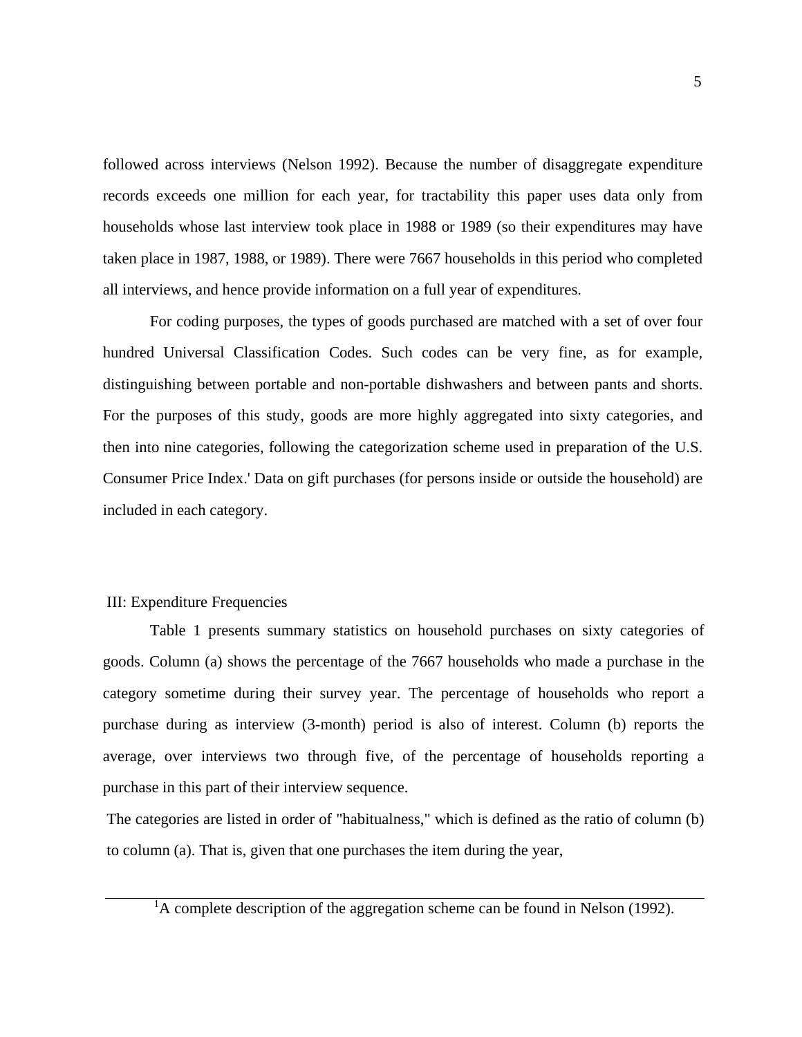followed across interviews (Nelson 1992). Because the number of disaggregate expenditure records exceeds one million for each year, for tractability this paper uses data only from households whose last interview took place in 1988 or 1989 (so their expenditures may have taken place in 1987, 1988, or 1989). There were 7667 households in this period who completed all interviews, and hence provide information on a full year of expenditures.

For coding purposes, the types of goods purchased are matched with a set of over four hundred Universal Classification Codes. Such codes can be very fine, as for example, distinguishing between portable and non-portable dishwashers and between pants and shorts. For the purposes of this study, goods are more highly aggregated into sixty categories, and then into nine categories, following the categorization scheme used in preparation of the U.S. Consumer Price Index.' Data on gift purchases (for persons inside or outside the household) are included in each category.

## III: Expenditure Frequencies

Table 1 presents summary statistics on household purchases on sixty categories of goods. Column (a) shows the percentage of the 7667 households who made a purchase in the category sometime during their survey year. The percentage of households who report a purchase during as interview (3-month) period is also of interest. Column (b) reports the average, over interviews two through five, of the percentage of households reporting a purchase in this part of their interview sequence.

The categories are listed in order of "habitualness," which is defined as the ratio of column (b) to column (a). That is, given that one purchases the item during the year,

---

[1] A complete description of the aggregation scheme can be found in Nelson (1992).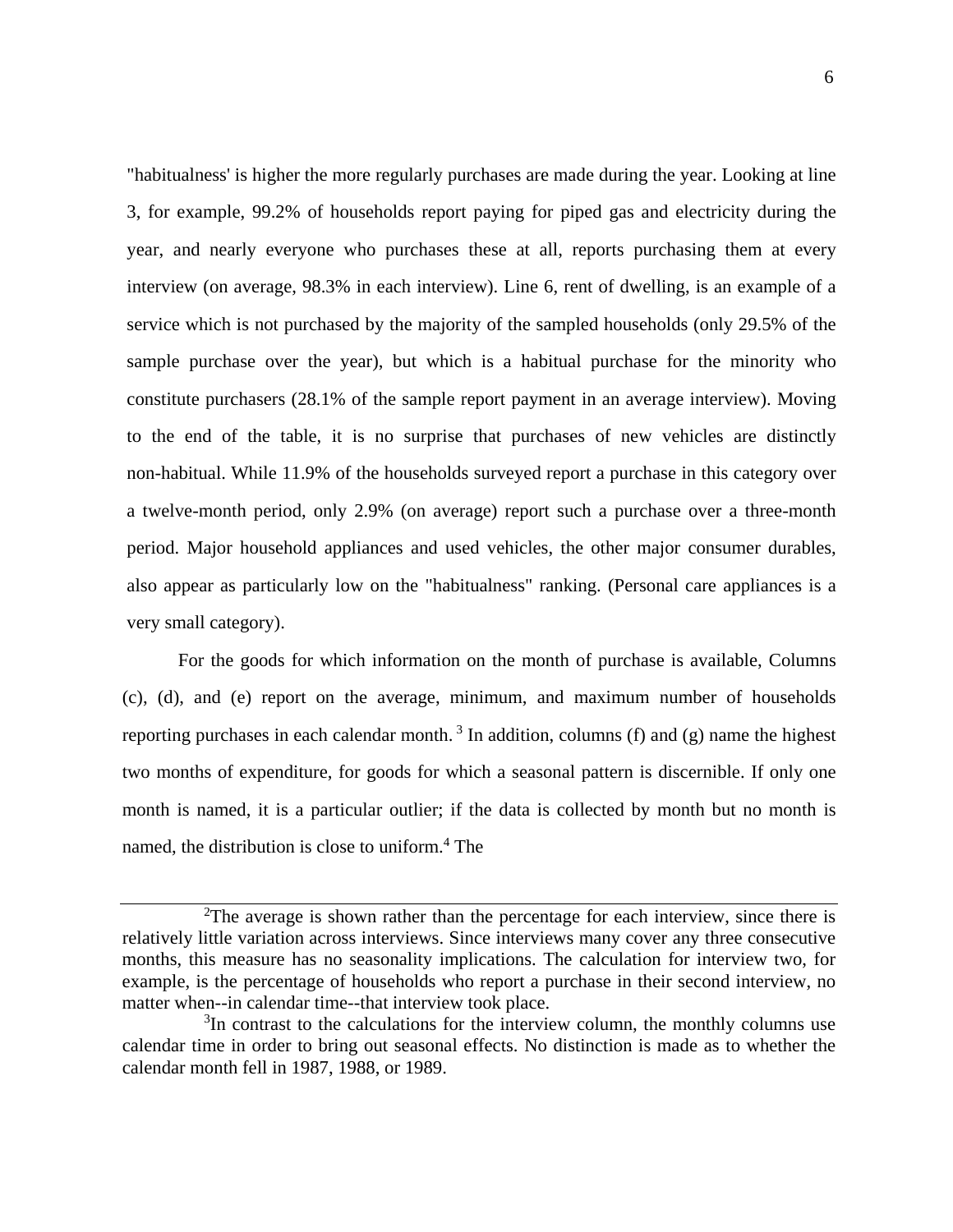"habitualness' is higher the more regularly purchases are made during the year. Looking at line 3, for example, 99.2% of households report paying for piped gas and electricity during the year, and nearly everyone who purchases these at all, reports purchasing them at every interview (on average, 98.3% in each interview). Line 6, rent of dwelling, is an example of a service which is not purchased by the majority of the sampled households (only 29.5% of the sample purchase over the year), but which is a habitual purchase for the minority who constitute purchasers (28.1% of the sample report payment in an average interview). Moving to the end of the table, it is no surprise that purchases of new vehicles are distinctly non-habitual. While 11.9% of the households surveyed report a purchase in this category over a twelve-month period, only 2.9% (on average) report such a purchase over a three-month period. Major household appliances and used vehicles, the other major consumer durables, also appear as particularly low on the "habitualness" ranking. (Personal care appliances is a very small category).

For the goods for which information on the month of purchase is available, Columns (c), (d), and (e) report on the average, minimum, and maximum number of households reporting purchases in each calendar month. [3] In addition, columns (f) and (g) name the highest two months of expenditure, for goods for which a seasonal pattern is discernible. If only one month is named, it is a particular outlier; if the data is collected by month but no month is named, the distribution is close to uniform.[4] The

---

[2]The average is shown rather than the percentage for each interview, since there is relatively little variation across interviews. Since interviews many cover any three consecutive months, this measure has no seasonality implications. The calculation for interview two, for example, is the percentage of households who report a purchase in their second interview, no matter when--in calendar time--that interview took place.

[3]In contrast to the calculations for the interview column, the monthly columns use calendar time in order to bring out seasonal effects. No distinction is made as to whether the calendar month fell in 1987, 1988, or 1989.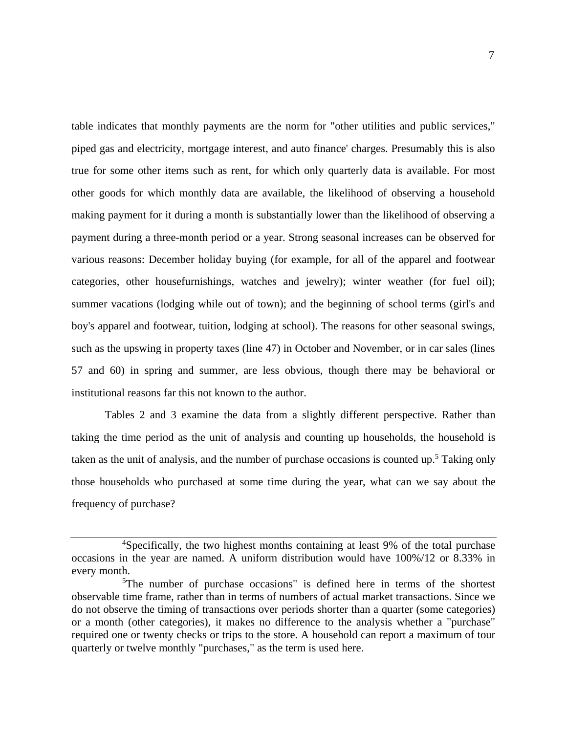table indicates that monthly payments are the norm for "other utilities and public services," piped gas and electricity, mortgage interest, and auto finance' charges. Presumably this is also true for some other items such as rent, for which only quarterly data is available. For most other goods for which monthly data are available, the likelihood of observing a household making payment for it during a month is substantially lower than the likelihood of observing a payment during a three-month period or a year. Strong seasonal increases can be observed for various reasons: December holiday buying (for example, for all of the apparel and footwear categories, other housefurnishings, watches and jewelry); winter weather (for fuel oil); summer vacations (lodging while out of town); and the beginning of school terms (girl's and boy's apparel and footwear, tuition, lodging at school). The reasons for other seasonal swings, such as the upswing in property taxes (line 47) in October and November, or in car sales (lines 57 and 60) in spring and summer, are less obvious, though there may be behavioral or institutional reasons far this not known to the author.

Tables 2 and 3 examine the data from a slightly different perspective. Rather than taking the time period as the unit of analysis and counting up households, the household is taken as the unit of analysis, and the number of purchase occasions is counted up.[5] Taking only those households who purchased at some time during the year, what can we say about the frequency of purchase?

---

[4]Specifically, the two highest months containing at least 9% of the total purchase occasions in the year are named. A uniform distribution would have 100%/12 or 8.33% in every month.

[5]The number of purchase occasions" is defined here in terms of the shortest observable time frame, rather than in terms of numbers of actual market transactions. Since we do not observe the timing of transactions over periods shorter than a quarter (some categories) or a month (other categories), it makes no difference to the analysis whether a "purchase" required one or twenty checks or trips to the store. A household can report a maximum of tour quarterly or twelve monthly "purchases," as the term is used here.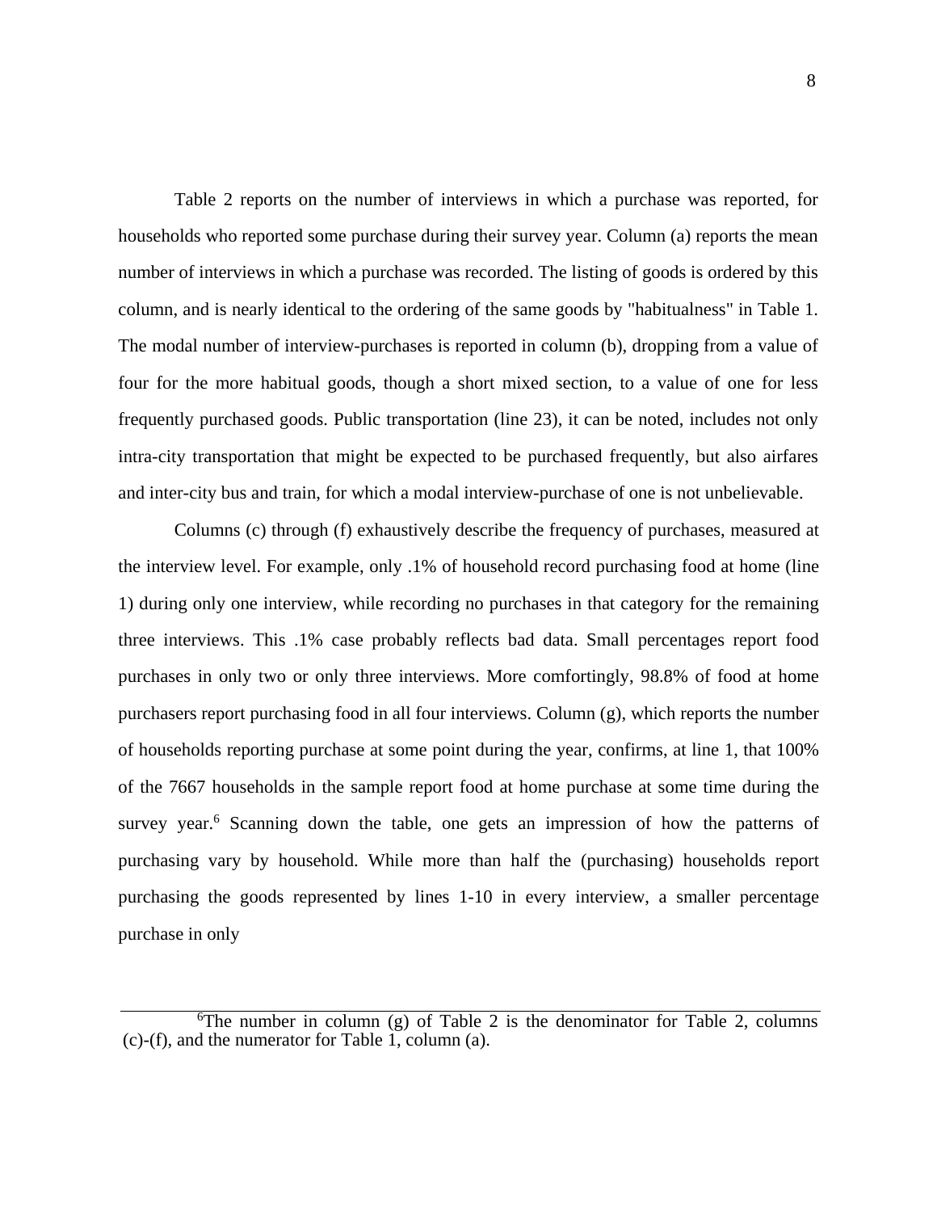Table 2 reports on the number of interviews in which a purchase was reported, for households who reported some purchase during their survey year. Column (a) reports the mean number of interviews in which a purchase was recorded. The listing of goods is ordered by this column, and is nearly identical to the ordering of the same goods by "habitualness" in Table 1. The modal number of interview-purchases is reported in column (b), dropping from a value of four for the more habitual goods, though a short mixed section, to a value of one for less frequently purchased goods. Public transportation (line 23), it can be noted, includes not only intra-city transportation that might be expected to be purchased frequently, but also airfares and inter-city bus and train, for which a modal interview-purchase of one is not unbelievable.

Columns (c) through (f) exhaustively describe the frequency of purchases, measured at the interview level. For example, only .1% of household record purchasing food at home (line 1) during only one interview, while recording no purchases in that category for the remaining three interviews. This .1% case probably reflects bad data. Small percentages report food purchases in only two or only three interviews. More comfortingly, 98.8% of food at home purchasers report purchasing food in all four interviews. Column (g), which reports the number of households reporting purchase at some point during the year, confirms, at line 1, that 100% of the 7667 households in the sample report food at home purchase at some time during the survey year.[6] Scanning down the table, one gets an impression of how the patterns of purchasing vary by household. While more than half the (purchasing) households report purchasing the goods represented by lines 1-10 in every interview, a smaller percentage purchase in only

[6]The number in column (g) of Table 2 is the denominator for Table 2, columns (c)-(f), and the numerator for Table 1, column (a).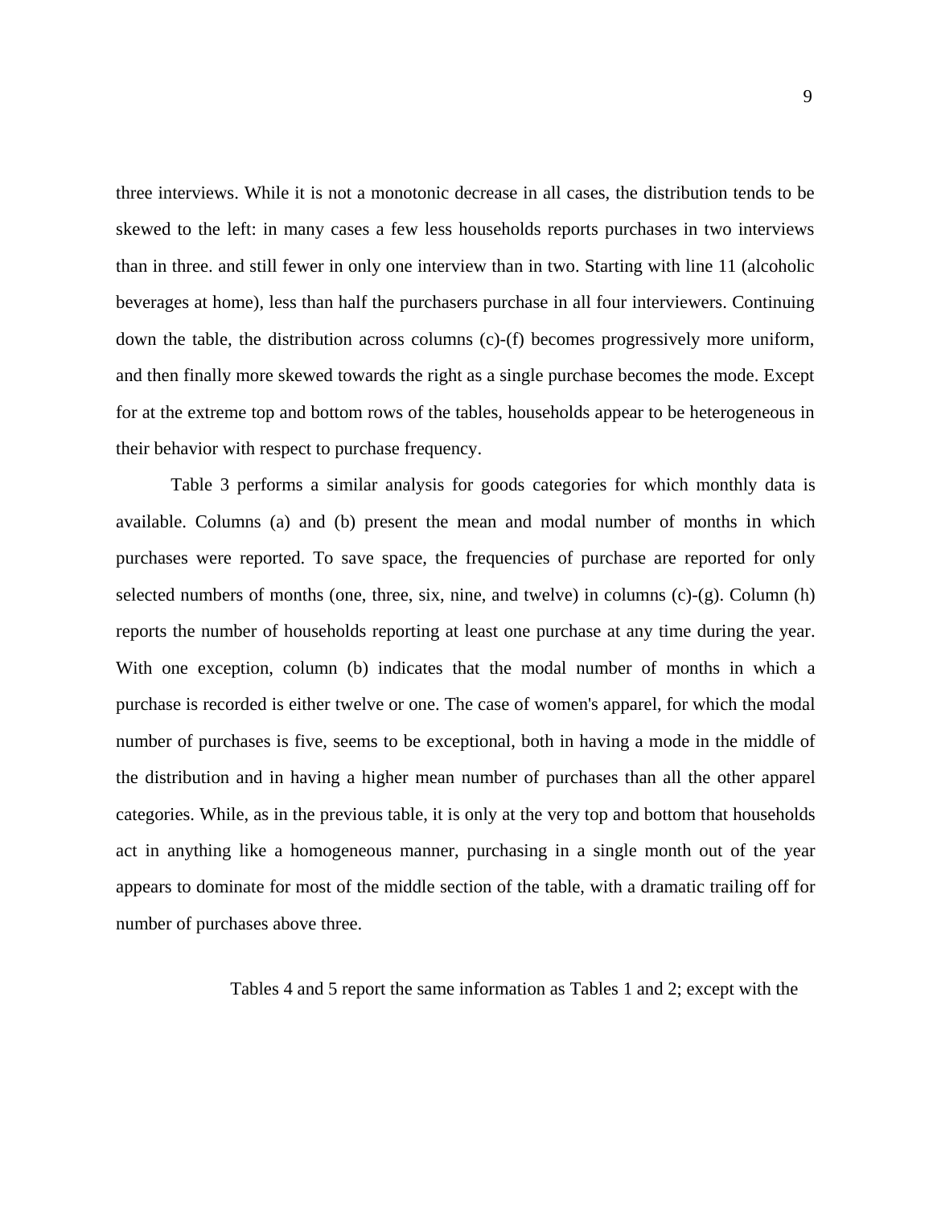three interviews. While it is not a monotonic decrease in all cases, the distribution tends to be skewed to the left: in many cases a few less households reports purchases in two interviews than in three. and still fewer in only one interview than in two. Starting with line 11 (alcoholic beverages at home), less than half the purchasers purchase in all four interviewers. Continuing down the table, the distribution across columns (c)-(f) becomes progressively more uniform, and then finally more skewed towards the right as a single purchase becomes the mode. Except for at the extreme top and bottom rows of the tables, households appear to be heterogeneous in their behavior with respect to purchase frequency.

Table 3 performs a similar analysis for goods categories for which monthly data is available. Columns (a) and (b) present the mean and modal number of months in which purchases were reported. To save space, the frequencies of purchase are reported for only selected numbers of months (one, three, six, nine, and twelve) in columns (c)-(g). Column (h) reports the number of households reporting at least one purchase at any time during the year. With one exception, column (b) indicates that the modal number of months in which a purchase is recorded is either twelve or one. The case of women's apparel, for which the modal number of purchases is five, seems to be exceptional, both in having a mode in the middle of the distribution and in having a higher mean number of purchases than all the other apparel categories. While, as in the previous table, it is only at the very top and bottom that households act in anything like a homogeneous manner, purchasing in a single month out of the year appears to dominate for most of the middle section of the table, with a dramatic trailing off for number of purchases above three.

Tables 4 and 5 report the same information as Tables 1 and 2; except with the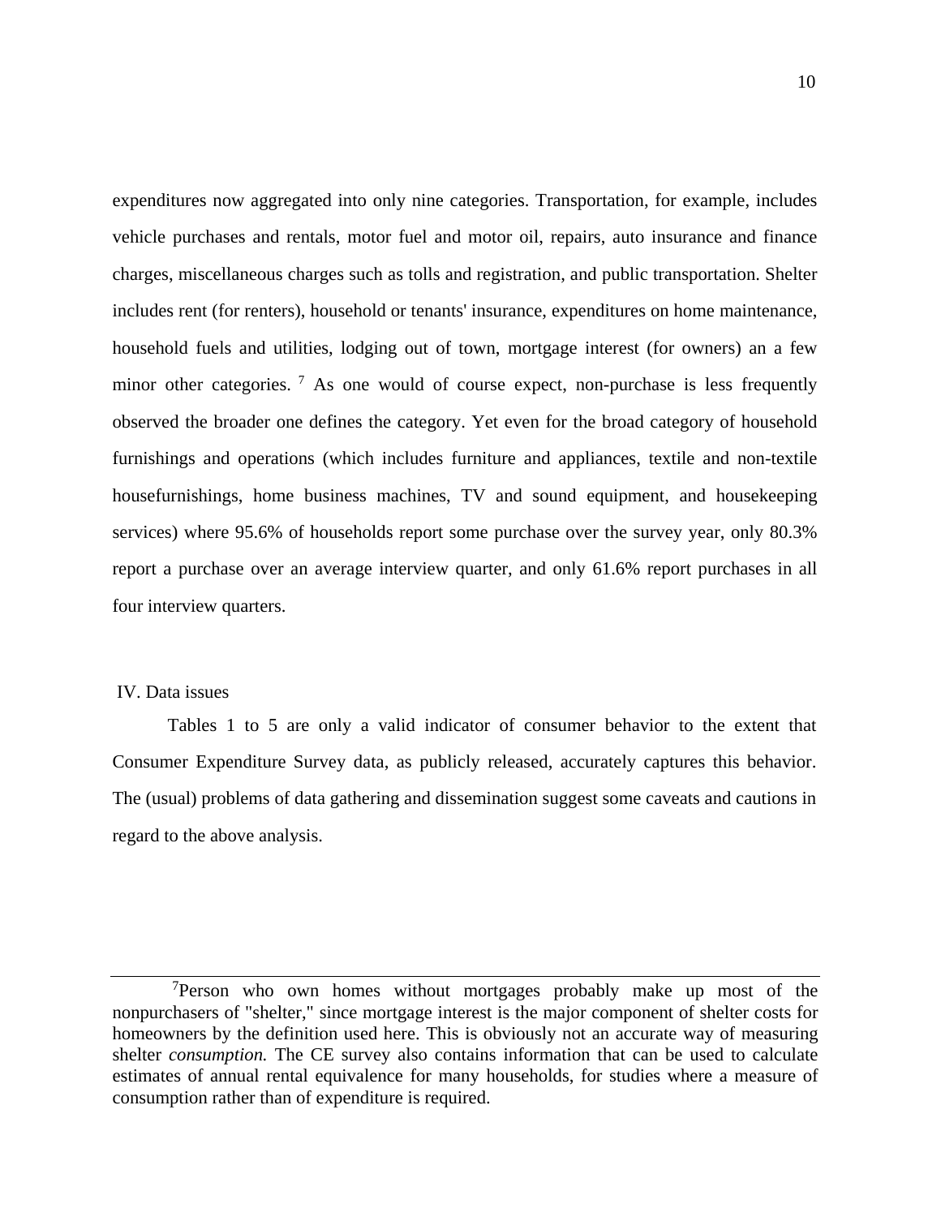expenditures now aggregated into only nine categories. Transportation, for example, includes vehicle purchases and rentals, motor fuel and motor oil, repairs, auto insurance and finance charges, miscellaneous charges such as tolls and registration, and public transportation. Shelter includes rent (for renters), household or tenants' insurance, expenditures on home maintenance, household fuels and utilities, lodging out of town, mortgage interest (for owners) an a few minor other categories. [7] As one would of course expect, non-purchase is less frequently observed the broader one defines the category. Yet even for the broad category of household furnishings and operations (which includes furniture and appliances, textile and non-textile housefurnishings, home business machines, TV and sound equipment, and housekeeping services) where 95.6% of households report some purchase over the survey year, only 80.3% report a purchase over an average interview quarter, and only 61.6% report purchases in all four interview quarters.

## IV. Data issues

Tables 1 to 5 are only a valid indicator of consumer behavior to the extent that Consumer Expenditure Survey data, as publicly released, accurately captures this behavior. The (usual) problems of data gathering and dissemination suggest some caveats and cautions in regard to the above analysis.

---

[7] Person who own homes without mortgages probably make up most of the nonpurchasers of "shelter," since mortgage interest is the major component of shelter costs for homeowners by the definition used here. This is obviously not an accurate way of measuring shelter *consumption.* The CE survey also contains information that can be used to calculate estimates of annual rental equivalence for many households, for studies where a measure of consumption rather than of expenditure is required.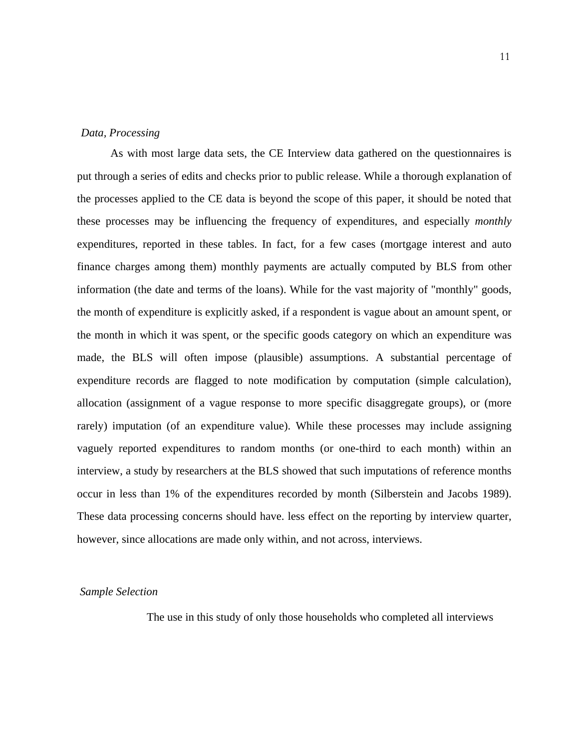*Data, Processing*

As with most large data sets, the CE Interview data gathered on the questionnaires is put through a series of edits and checks prior to public release. While a thorough explanation of the processes applied to the CE data is beyond the scope of this paper, it should be noted that these processes may be influencing the frequency of expenditures, and especially *monthly* expenditures, reported in these tables. In fact, for a few cases (mortgage interest and auto finance charges among them) monthly payments are actually computed by BLS from other information (the date and terms of the loans). While for the vast majority of "monthly" goods, the month of expenditure is explicitly asked, if a respondent is vague about an amount spent, or the month in which it was spent, or the specific goods category on which an expenditure was made, the BLS will often impose (plausible) assumptions. A substantial percentage of expenditure records are flagged to note modification by computation (simple calculation), allocation (assignment of a vague response to more specific disaggregate groups), or (more rarely) imputation (of an expenditure value). While these processes may include assigning vaguely reported expenditures to random months (or one-third to each month) within an interview, a study by researchers at the BLS showed that such imputations of reference months occur in less than 1% of the expenditures recorded by month (Silberstein and Jacobs 1989). These data processing concerns should have. less effect on the reporting by interview quarter, however, since allocations are made only within, and not across, interviews.

*Sample Selection*

The use in this study of only those households who completed all interviews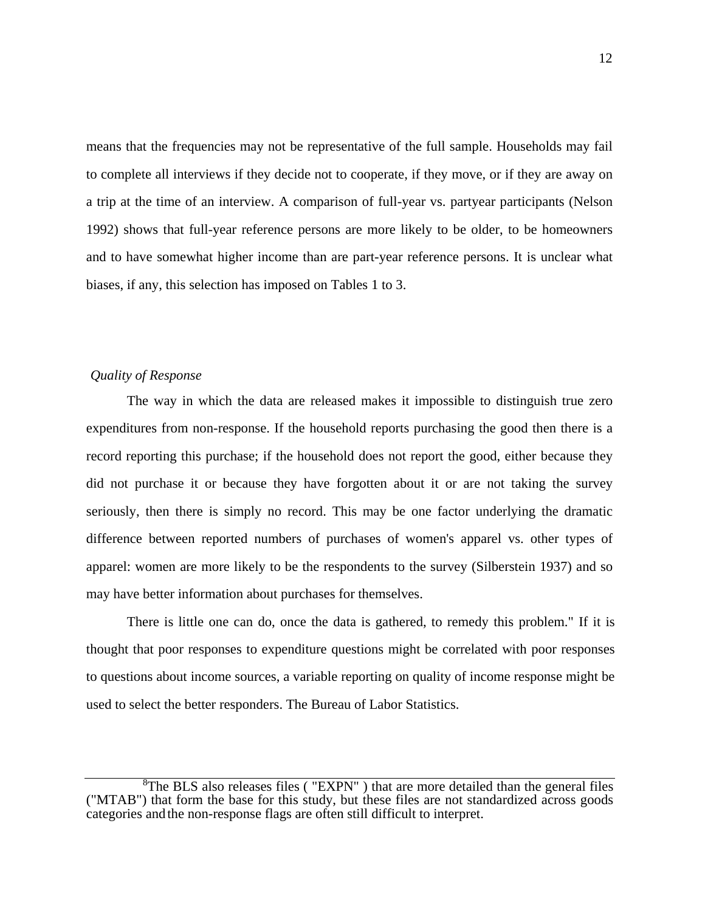means that the frequencies may not be representative of the full sample. Households may fail to complete all interviews if they decide not to cooperate, if they move, or if they are away on a trip at the time of an interview. A comparison of full-year vs. partyear participants (Nelson 1992) shows that full-year reference persons are more likely to be older, to be homeowners and to have somewhat higher income than are part-year reference persons. It is unclear what biases, if any, this selection has imposed on Tables 1 to 3.

*Quality of Response*

The way in which the data are released makes it impossible to distinguish true zero expenditures from non-response. If the household reports purchasing the good then there is a record reporting this purchase; if the household does not report the good, either because they did not purchase it or because they have forgotten about it or are not taking the survey seriously, then there is simply no record. This may be one factor underlying the dramatic difference between reported numbers of purchases of women's apparel vs. other types of apparel: women are more likely to be the respondents to the survey (Silberstein 1937) and so may have better information about purchases for themselves.

There is little one can do, once the data is gathered, to remedy this problem." If it is thought that poor responses to expenditure questions might be correlated with poor responses to questions about income sources, a variable reporting on quality of income response might be used to select the better responders. The Bureau of Labor Statistics.

---

[8]The BLS also releases files ( "EXPN" ) that are more detailed than the general files ("MTAB") that form the base for this study, but these files are not standardized across goods categories and the non-response flags are often still difficult to interpret.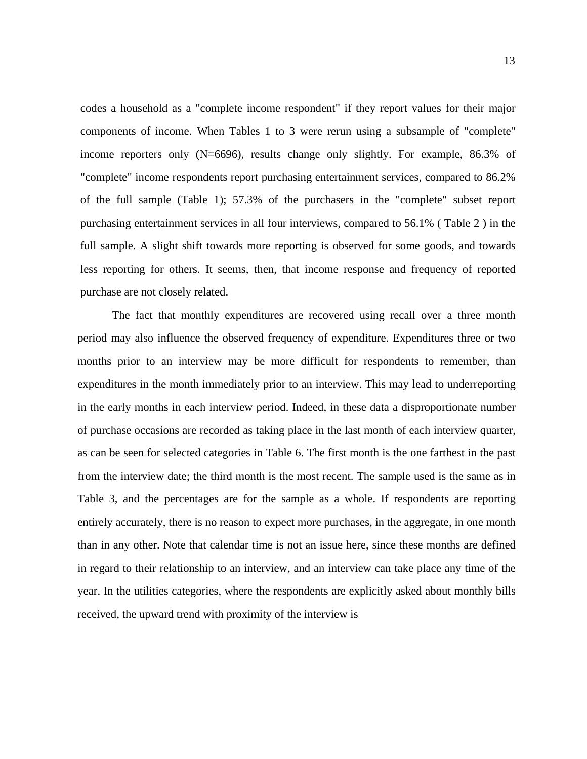codes a household as a "complete income respondent" if they report values for their major components of income. When Tables 1 to 3 were rerun using a subsample of "complete" income reporters only (N=6696), results change only slightly. For example, 86.3% of "complete" income respondents report purchasing entertainment services, compared to 86.2% of the full sample (Table 1); 57.3% of the purchasers in the "complete" subset report purchasing entertainment services in all four interviews, compared to 56.1% ( Table 2 ) in the full sample. A slight shift towards more reporting is observed for some goods, and towards less reporting for others. It seems, then, that income response and frequency of reported purchase are not closely related.

The fact that monthly expenditures are recovered using recall over a three month period may also influence the observed frequency of expenditure. Expenditures three or two months prior to an interview may be more difficult for respondents to remember, than expenditures in the month immediately prior to an interview. This may lead to underreporting in the early months in each interview period. Indeed, in these data a disproportionate number of purchase occasions are recorded as taking place in the last month of each interview quarter, as can be seen for selected categories in Table 6. The first month is the one farthest in the past from the interview date; the third month is the most recent. The sample used is the same as in Table 3, and the percentages are for the sample as a whole. If respondents are reporting entirely accurately, there is no reason to expect more purchases, in the aggregate, in one month than in any other. Note that calendar time is not an issue here, since these months are defined in regard to their relationship to an interview, and an interview can take place any time of the year. In the utilities categories, where the respondents are explicitly asked about monthly bills received, the upward trend with proximity of the interview is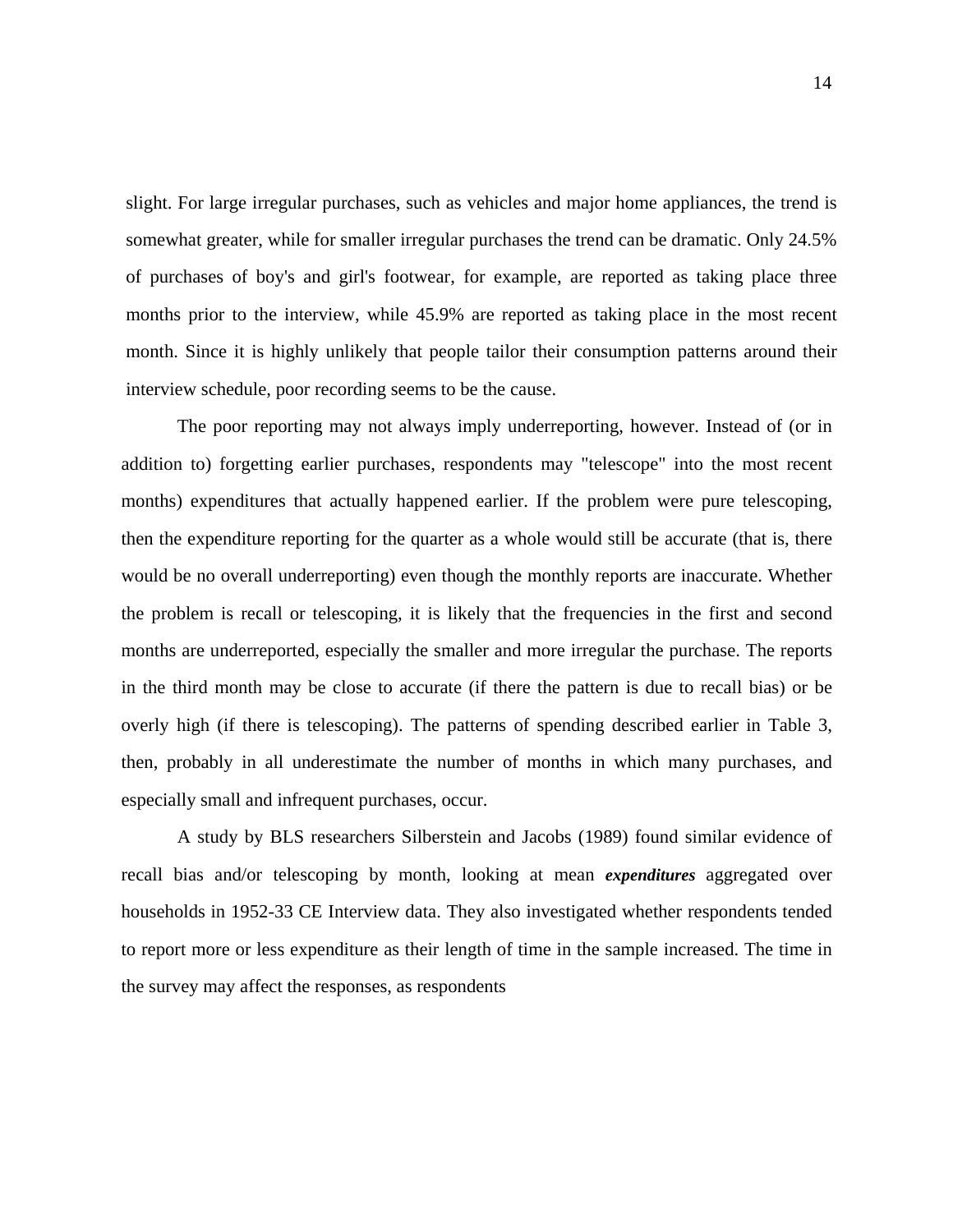slight. For large irregular purchases, such as vehicles and major home appliances, the trend is somewhat greater, while for smaller irregular purchases the trend can be dramatic. Only 24.5% of purchases of boy's and girl's footwear, for example, are reported as taking place three months prior to the interview, while 45.9% are reported as taking place in the most recent month. Since it is highly unlikely that people tailor their consumption patterns around their interview schedule, poor recording seems to be the cause.

The poor reporting may not always imply underreporting, however. Instead of (or in addition to) forgetting earlier purchases, respondents may "telescope" into the most recent months) expenditures that actually happened earlier. If the problem were pure telescoping, then the expenditure reporting for the quarter as a whole would still be accurate (that is, there would be no overall underreporting) even though the monthly reports are inaccurate. Whether the problem is recall or telescoping, it is likely that the frequencies in the first and second months are underreported, especially the smaller and more irregular the purchase. The reports in the third month may be close to accurate (if there the pattern is due to recall bias) or be overly high (if there is telescoping). The patterns of spending described earlier in Table 3, then, probably in all underestimate the number of months in which many purchases, and especially small and infrequent purchases, occur.

A study by BLS researchers Silberstein and Jacobs (1989) found similar evidence of recall bias and/or telescoping by month, looking at mean ***expenditures*** aggregated over households in 1952-33 CE Interview data. They also investigated whether respondents tended to report more or less expenditure as their length of time in the sample increased. The time in the survey may affect the responses, as respondents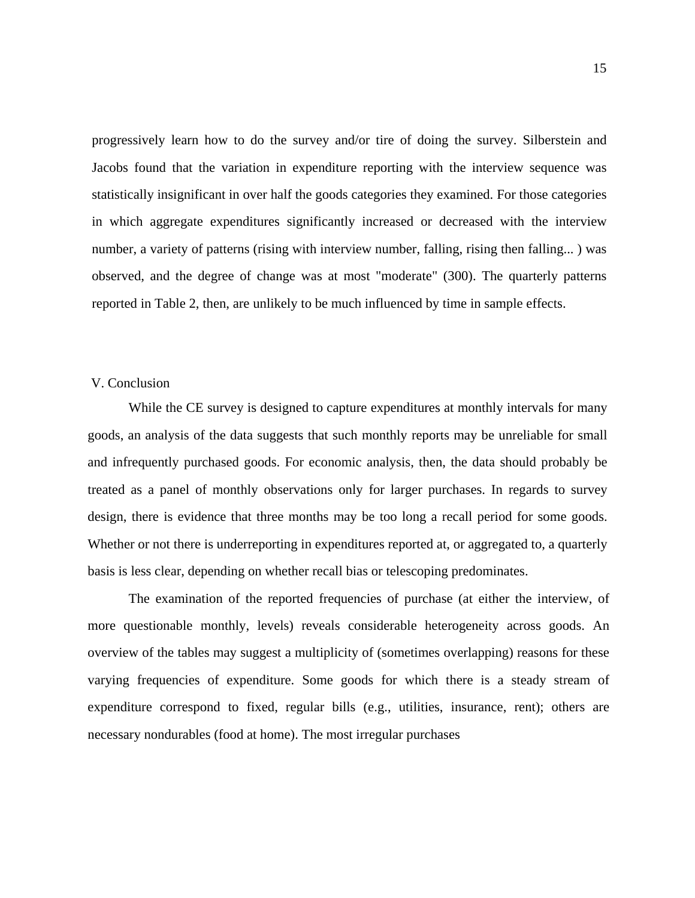progressively learn how to do the survey and/or tire of doing the survey. Silberstein and Jacobs found that the variation in expenditure reporting with the interview sequence was statistically insignificant in over half the goods categories they examined. For those categories in which aggregate expenditures significantly increased or decreased with the interview number, a variety of patterns (rising with interview number, falling, rising then falling... ) was observed, and the degree of change was at most "moderate" (300). The quarterly patterns reported in Table 2, then, are unlikely to be much influenced by time in sample effects.

## V. Conclusion

While the CE survey is designed to capture expenditures at monthly intervals for many goods, an analysis of the data suggests that such monthly reports may be unreliable for small and infrequently purchased goods. For economic analysis, then, the data should probably be treated as a panel of monthly observations only for larger purchases. In regards to survey design, there is evidence that three months may be too long a recall period for some goods. Whether or not there is underreporting in expenditures reported at, or aggregated to, a quarterly basis is less clear, depending on whether recall bias or telescoping predominates.

The examination of the reported frequencies of purchase (at either the interview, of more questionable monthly, levels) reveals considerable heterogeneity across goods. An overview of the tables may suggest a multiplicity of (sometimes overlapping) reasons for these varying frequencies of expenditure. Some goods for which there is a steady stream of expenditure correspond to fixed, regular bills (e.g., utilities, insurance, rent); others are necessary nondurables (food at home). The most irregular purchases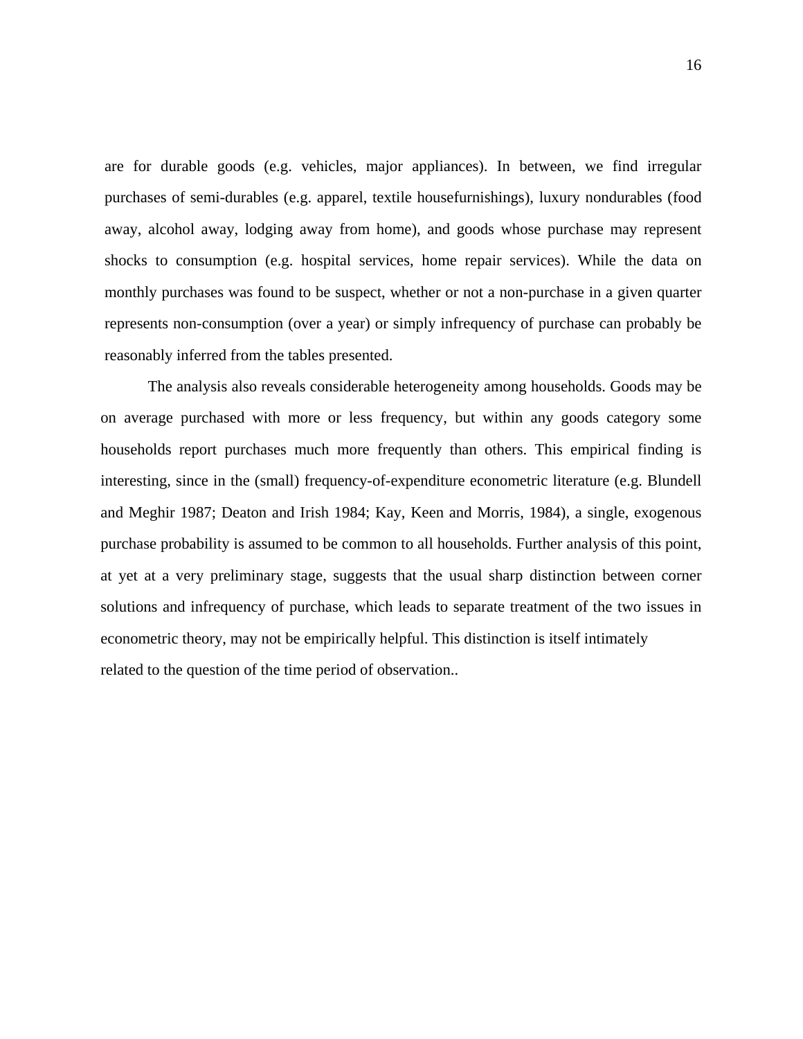are for durable goods (e.g. vehicles, major appliances). In between, we find irregular purchases of semi-durables (e.g. apparel, textile housefurnishings), luxury nondurables (food away, alcohol away, lodging away from home), and goods whose purchase may represent shocks to consumption (e.g. hospital services, home repair services). While the data on monthly purchases was found to be suspect, whether or not a non-purchase in a given quarter represents non-consumption (over a year) or simply infrequency of purchase can probably be reasonably inferred from the tables presented.

The analysis also reveals considerable heterogeneity among households. Goods may be on average purchased with more or less frequency, but within any goods category some households report purchases much more frequently than others. This empirical finding is interesting, since in the (small) frequency-of-expenditure econometric literature (e.g. Blundell and Meghir 1987; Deaton and Irish 1984; Kay, Keen and Morris, 1984), a single, exogenous purchase probability is assumed to be common to all households. Further analysis of this point, at yet at a very preliminary stage, suggests that the usual sharp distinction between corner solutions and infrequency of purchase, which leads to separate treatment of the two issues in econometric theory, may not be empirically helpful. This distinction is itself intimately related to the question of the time period of observation..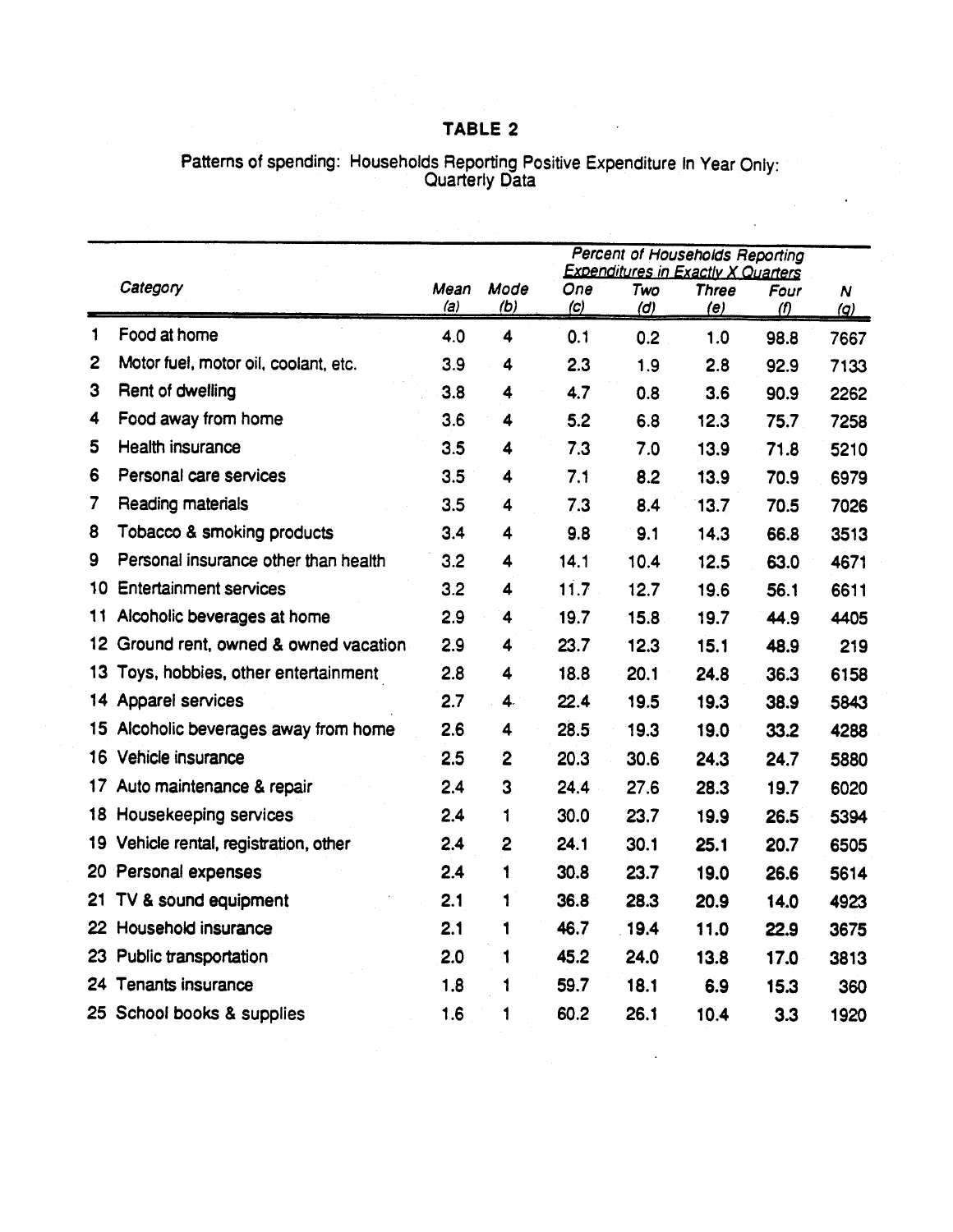# TABLE 2

Patterns of spending: Households Reporting Positive Expenditure In Year Only: Quarterly Data

| | Category | Mean (a) | Mode (b) | Percent of Households Reporting Expenditures in Exactly X Quarters: One (c) | Two (d) | Three (e) | Four (f) | N (g) |
|---|---|---|---|---|---|---|---|---|
| 1 | Food at home | 4.0 | 4 | 0.1 | 0.2 | 1.0 | 98.8 | 7667 |
| 2 | Motor fuel, motor oil, coolant, etc. | 3.9 | 4 | 2.3 | 1.9 | 2.8 | 92.9 | 7133 |
| 3 | Rent of dwelling | 3.8 | 4 | 4.7 | 0.8 | 3.6 | 90.9 | 2262 |
| 4 | Food away from home | 3.6 | 4 | 5.2 | 6.8 | 12.3 | 75.7 | 7258 |
| 5 | Health insurance | 3.5 | 4 | 7.3 | 7.0 | 13.9 | 71.8 | 5210 |
| 6 | Personal care services | 3.5 | 4 | 7.1 | 8.2 | 13.9 | 70.9 | 6979 |
| 7 | Reading materials | 3.5 | 4 | 7.3 | 8.4 | 13.7 | 70.5 | 7026 |
| 8 | Tobacco & smoking products | 3.4 | 4 | 9.8 | 9.1 | 14.3 | 66.8 | 3513 |
| 9 | Personal insurance other than health | 3.2 | 4 | 14.1 | 10.4 | 12.5 | 63.0 | 4671 |
| 10 | Entertainment services | 3.2 | 4 | 11.7 | 12.7 | 19.6 | 56.1 | 6611 |
| 11 | Alcoholic beverages at home | 2.9 | 4 | 19.7 | 15.8 | 19.7 | 44.9 | 4405 |
| 12 | Ground rent, owned & owned vacation | 2.9 | 4 | 23.7 | 12.3 | 15.1 | 48.9 | 219 |
| 13 | Toys, hobbies, other entertainment | 2.8 | 4 | 18.8 | 20.1 | 24.8 | 36.3 | 6158 |
| 14 | Apparel services | 2.7 | 4 | 22.4 | 19.5 | 19.3 | 38.9 | 5843 |
| 15 | Alcoholic beverages away from home | 2.6 | 4 | 28.5 | 19.3 | 19.0 | 33.2 | 4288 |
| 16 | Vehicle insurance | 2.5 | 2 | 20.3 | 30.6 | 24.3 | 24.7 | 5880 |
| 17 | Auto maintenance & repair | 2.4 | 3 | 24.4 | 27.6 | 28.3 | 19.7 | 6020 |
| 18 | Housekeeping services | 2.4 | 1 | 30.0 | 23.7 | 19.9 | 26.5 | 5394 |
| 19 | Vehicle rental, registration, other | 2.4 | 2 | 24.1 | 30.1 | 25.1 | 20.7 | 6505 |
| 20 | Personal expenses | 2.4 | 1 | 30.8 | 23.7 | 19.0 | 26.6 | 5614 |
| 21 | TV & sound equipment | 2.1 | 1 | 36.8 | 28.3 | 20.9 | 14.0 | 4923 |
| 22 | Household insurance | 2.1 | 1 | 46.7 | 19.4 | 11.0 | 22.9 | 3675 |
| 23 | Public transportation | 2.0 | 1 | 45.2 | 24.0 | 13.8 | 17.0 | 3813 |
| 24 | Tenants insurance | 1.8 | 1 | 59.7 | 18.1 | 6.9 | 15.3 | 360 |
| 25 | School books & supplies | 1.6 | 1 | 60.2 | 26.1 | 10.4 | 3.3 | 1920 |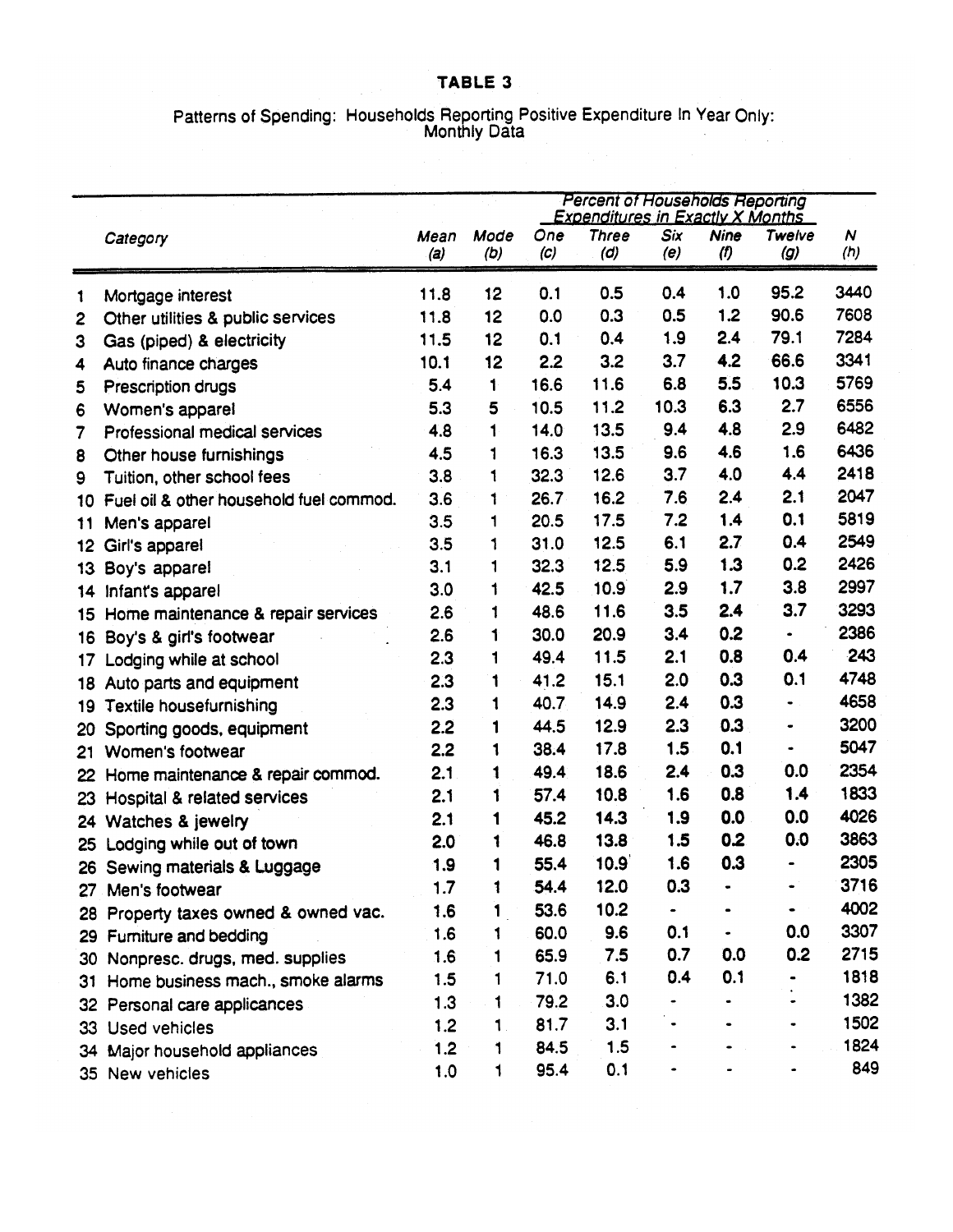# TABLE 3

Patterns of Spending: Households Reporting Positive Expenditure In Year Only: Monthly Data

| | Category | Mean (a) | Mode (b) | One (c) | Three (d) | Six (e) | Nine (f) | Twelve (g) | N (h) |
|---|---|---|---|---|---|---|---|---|---|
| | | | | Percent of Households Reporting Expenditures in Exactly X Months | | | | | |
| 1 | Mortgage interest | 11.8 | 12 | 0.1 | 0.5 | 0.4 | 1.0 | 95.2 | 3440 |
| 2 | Other utilities & public services | 11.8 | 12 | 0.0 | 0.3 | 0.5 | 1.2 | 90.6 | 7608 |
| 3 | Gas (piped) & electricity | 11.5 | 12 | 0.1 | 0.4 | 1.9 | 2.4 | 79.1 | 7284 |
| 4 | Auto finance charges | 10.1 | 12 | 2.2 | 3.2 | 3.7 | 4.2 | 66.6 | 3341 |
| 5 | Prescription drugs | 5.4 | 1 | 16.6 | 11.6 | 6.8 | 5.5 | 10.3 | 5769 |
| 6 | Women's apparel | 5.3 | 5 | 10.5 | 11.2 | 10.3 | 6.3 | 2.7 | 6556 |
| 7 | Professional medical services | 4.8 | 1 | 14.0 | 13.5 | 9.4 | 4.8 | 2.9 | 6482 |
| 8 | Other house furnishings | 4.5 | 1 | 16.3 | 13.5 | 9.6 | 4.6 | 1.6 | 6436 |
| 9 | Tuition, other school fees | 3.8 | 1 | 32.3 | 12.6 | 3.7 | 4.0 | 4.4 | 2418 |
| 10 | Fuel oil & other household fuel commod. | 3.6 | 1 | 26.7 | 16.2 | 7.6 | 2.4 | 2.1 | 2047 |
| 11 | Men's apparel | 3.5 | 1 | 20.5 | 17.5 | 7.2 | 1.4 | 0.1 | 5819 |
| 12 | Girl's apparel | 3.5 | 1 | 31.0 | 12.5 | 6.1 | 2.7 | 0.4 | 2549 |
| 13 | Boy's apparel | 3.1 | 1 | 32.3 | 12.5 | 5.9 | 1.3 | 0.2 | 2426 |
| 14 | Infant's apparel | 3.0 | 1 | 42.5 | 10.9 | 2.9 | 1.7 | 3.8 | 2997 |
| 15 | Home maintenance & repair services | 2.6 | 1 | 48.6 | 11.6 | 3.5 | 2.4 | 3.7 | 3293 |
| 16 | Boy's & girl's footwear | 2.6 | 1 | 30.0 | 20.9 | 3.4 | 0.2 | - | 2386 |
| 17 | Lodging while at school | 2.3 | 1 | 49.4 | 11.5 | 2.1 | 0.8 | 0.4 | 243 |
| 18 | Auto parts and equipment | 2.3 | 1 | 41.2 | 15.1 | 2.0 | 0.3 | 0.1 | 4748 |
| 19 | Textile housefurnishing | 2.3 | 1 | 40.7 | 14.9 | 2.4 | 0.3 | - | 4658 |
| 20 | Sporting goods, equipment | 2.2 | 1 | 44.5 | 12.9 | 2.3 | 0.3 | - | 3200 |
| 21 | Women's footwear | 2.2 | 1 | 38.4 | 17.8 | 1.5 | 0.1 | - | 5047 |
| 22 | Home maintenance & repair commod. | 2.1 | 1 | 49.4 | 18.6 | 2.4 | 0.3 | 0.0 | 2354 |
| 23 | Hospital & related services | 2.1 | 1 | 57.4 | 10.8 | 1.6 | 0.8 | 1.4 | 1833 |
| 24 | Watches & jewelry | 2.1 | 1 | 45.2 | 14.3 | 1.9 | 0.0 | 0.0 | 4026 |
| 25 | Lodging while out of town | 2.0 | 1 | 46.8 | 13.8 | 1.5 | 0.2 | 0.0 | 3863 |
| 26 | Sewing materials & Luggage | 1.9 | 1 | 55.4 | 10.9 | 1.6 | 0.3 | - | 2305 |
| 27 | Men's footwear | 1.7 | 1 | 54.4 | 12.0 | 0.3 | - | - | 3716 |
| 28 | Property taxes owned & owned vac. | 1.6 | 1 | 53.6 | 10.2 | - | - | - | 4002 |
| 29 | Furniture and bedding | 1.6 | 1 | 60.0 | 9.6 | 0.1 | - | 0.0 | 3307 |
| 30 | Nonpresc. drugs, med. supplies | 1.6 | 1 | 65.9 | 7.5 | 0.7 | 0.0 | 0.2 | 2715 |
| 31 | Home business mach., smoke alarms | 1.5 | 1 | 71.0 | 6.1 | 0.4 | 0.1 | - | 1818 |
| 32 | Personal care applicances | 1.3 | 1 | 79.2 | 3.0 | - | - | - | 1382 |
| 33 | Used vehicles | 1.2 | 1 | 81.7 | 3.1 | - | - | - | 1502 |
| 34 | Major household appliances | 1.2 | 1 | 84.5 | 1.5 | - | - | - | 1824 |
| 35 | New vehicles | 1.0 | 1 | 95.4 | 0.1 | - | - | - | 849 |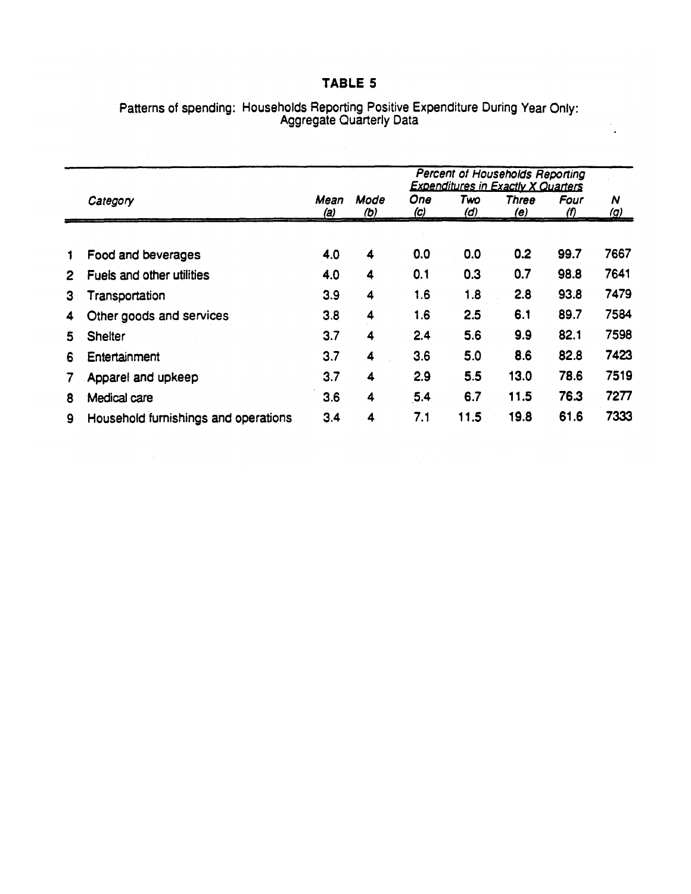# TABLE 5

Patterns of spending: Households Reporting Positive Expenditure During Year Only: Aggregate Quarterly Data

| | Category | Mean (a) | Mode (b) | *Percent of Households Reporting Expenditures in Exactly X Quarters* One (c) | Two (d) | Three (e) | Four (f) | N (g) |
|---|---|---|---|---|---|---|---|---|
| 1 | Food and beverages | 4.0 | 4 | 0.0 | 0.0 | 0.2 | 99.7 | 7667 |
| 2 | Fuels and other utilities | 4.0 | 4 | 0.1 | 0.3 | 0.7 | 98.8 | 7641 |
| 3 | Transportation | 3.9 | 4 | 1.6 | 1.8 | 2.8 | 93.8 | 7479 |
| 4 | Other goods and services | 3.8 | 4 | 1.6 | 2.5 | 6.1 | 89.7 | 7584 |
| 5 | Shelter | 3.7 | 4 | 2.4 | 5.6 | 9.9 | 82.1 | 7598 |
| 6 | Entertainment | 3.7 | 4 | 3.6 | 5.0 | 8.6 | 82.8 | 7423 |
| 7 | Apparel and upkeep | 3.7 | 4 | 2.9 | 5.5 | 13.0 | 78.6 | 7519 |
| 8 | Medical care | 3.6 | 4 | 5.4 | 6.7 | 11.5 | 76.3 | 7277 |
| 9 | Household furnishings and operations | 3.4 | 4 | 7.1 | 11.5 | 19.8 | 61.6 | 7333 |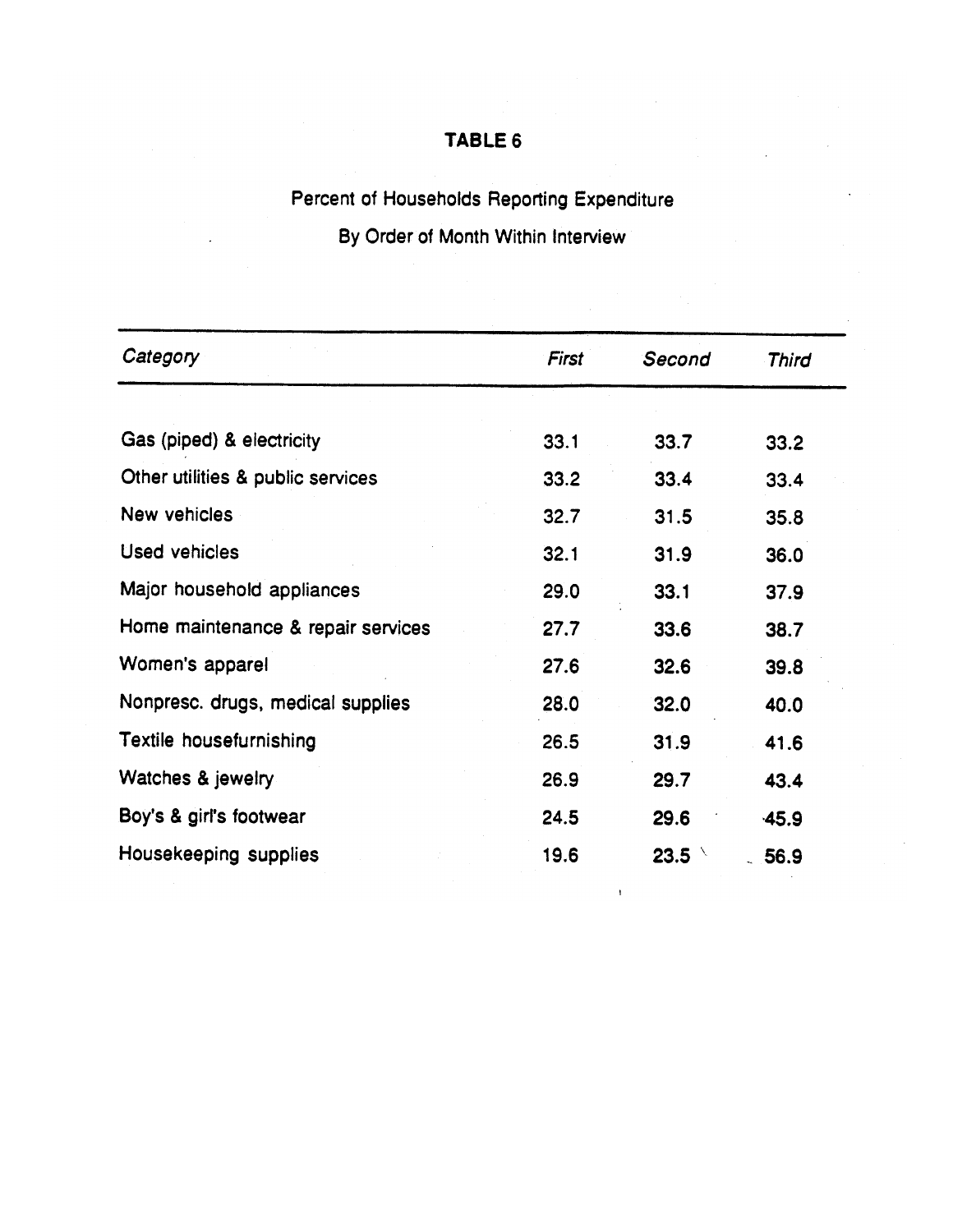# TABLE 6

Percent of Households Reporting Expenditure

By Order of Month Within Interview

| *Category* | *First* | *Second* | *Third* |
|---|---|---|---|
| Gas (piped) & electricity | 33.1 | 33.7 | 33.2 |
| Other utilities & public services | 33.2 | 33.4 | 33.4 |
| New vehicles | 32.7 | 31.5 | 35.8 |
| Used vehicles | 32.1 | 31.9 | 36.0 |
| Major household appliances | 29.0 | 33.1 | 37.9 |
| Home maintenance & repair services | 27.7 | 33.6 | 38.7 |
| Women's apparel | 27.6 | 32.6 | 39.8 |
| Nonpresc. drugs, medical supplies | 28.0 | 32.0 | 40.0 |
| Textile housefurnishing | 26.5 | 31.9 | 41.6 |
| Watches & jewelry | 26.9 | 29.7 | 43.4 |
| Boy's & girl's footwear | 24.5 | 29.6 | 45.9 |
| Housekeeping supplies | 19.6 | 23.5 | 56.9 |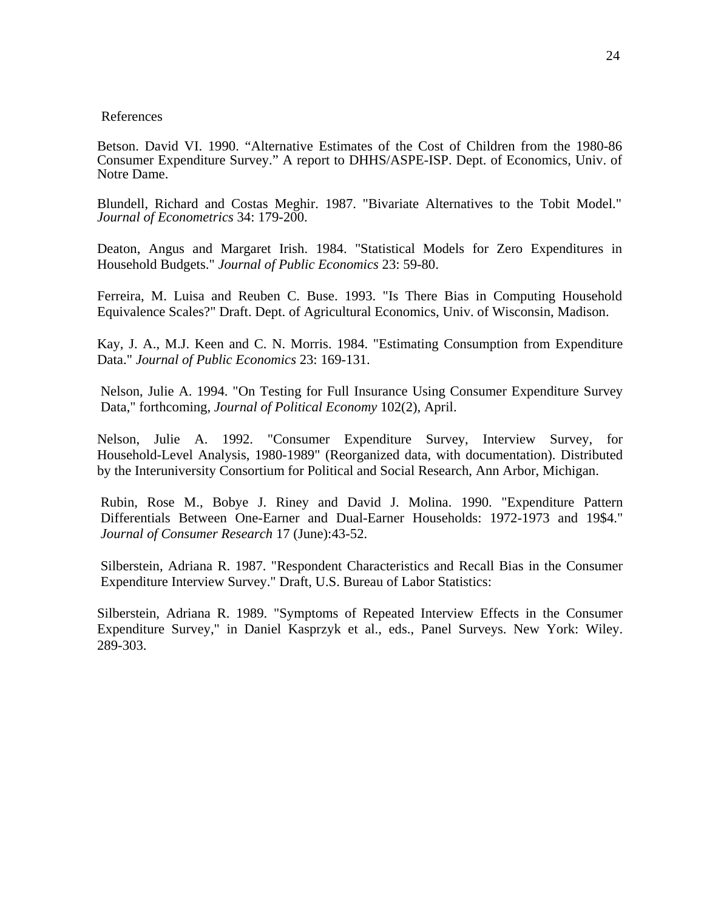References

Betson. David VI. 1990. “Alternative Estimates of the Cost of Children from the 1980-86 Consumer Expenditure Survey.” A report to DHHS/ASPE-ISP. Dept. of Economics, Univ. of Notre Dame.

Blundell, Richard and Costas Meghir. 1987. "Bivariate Alternatives to the Tobit Model." *Journal of Econometrics* 34: 179-200.

Deaton, Angus and Margaret Irish. 1984. "Statistical Models for Zero Expenditures in Household Budgets." *Journal of Public Economics* 23: 59-80.

Ferreira, M. Luisa and Reuben C. Buse. 1993. "Is There Bias in Computing Household Equivalence Scales?" Draft. Dept. of Agricultural Economics, Univ. of Wisconsin, Madison.

Kay, J. A., M.J. Keen and C. N. Morris. 1984. "Estimating Consumption from Expenditure Data." *Journal of Public Economics* 23: 169-131.

Nelson, Julie A. 1994. "On Testing for Full Insurance Using Consumer Expenditure Survey Data," forthcoming, *Journal of Political Economy* 102(2), April.

Nelson, Julie A. 1992. "Consumer Expenditure Survey, Interview Survey, for Household-Level Analysis, 1980-1989" (Reorganized data, with documentation). Distributed by the Interuniversity Consortium for Political and Social Research, Ann Arbor, Michigan.

Rubin, Rose M., Bobye J. Riney and David J. Molina. 1990. "Expenditure Pattern Differentials Between One-Earner and Dual-Earner Households: 1972-1973 and 19$4." *Journal of Consumer Research* 17 (June):43-52.

Silberstein, Adriana R. 1987. "Respondent Characteristics and Recall Bias in the Consumer Expenditure Interview Survey." Draft, U.S. Bureau of Labor Statistics:

Silberstein, Adriana R. 1989. "Symptoms of Repeated Interview Effects in the Consumer Expenditure Survey," in Daniel Kasprzyk et al., eds., Panel Surveys. New York: Wiley. 289-303.